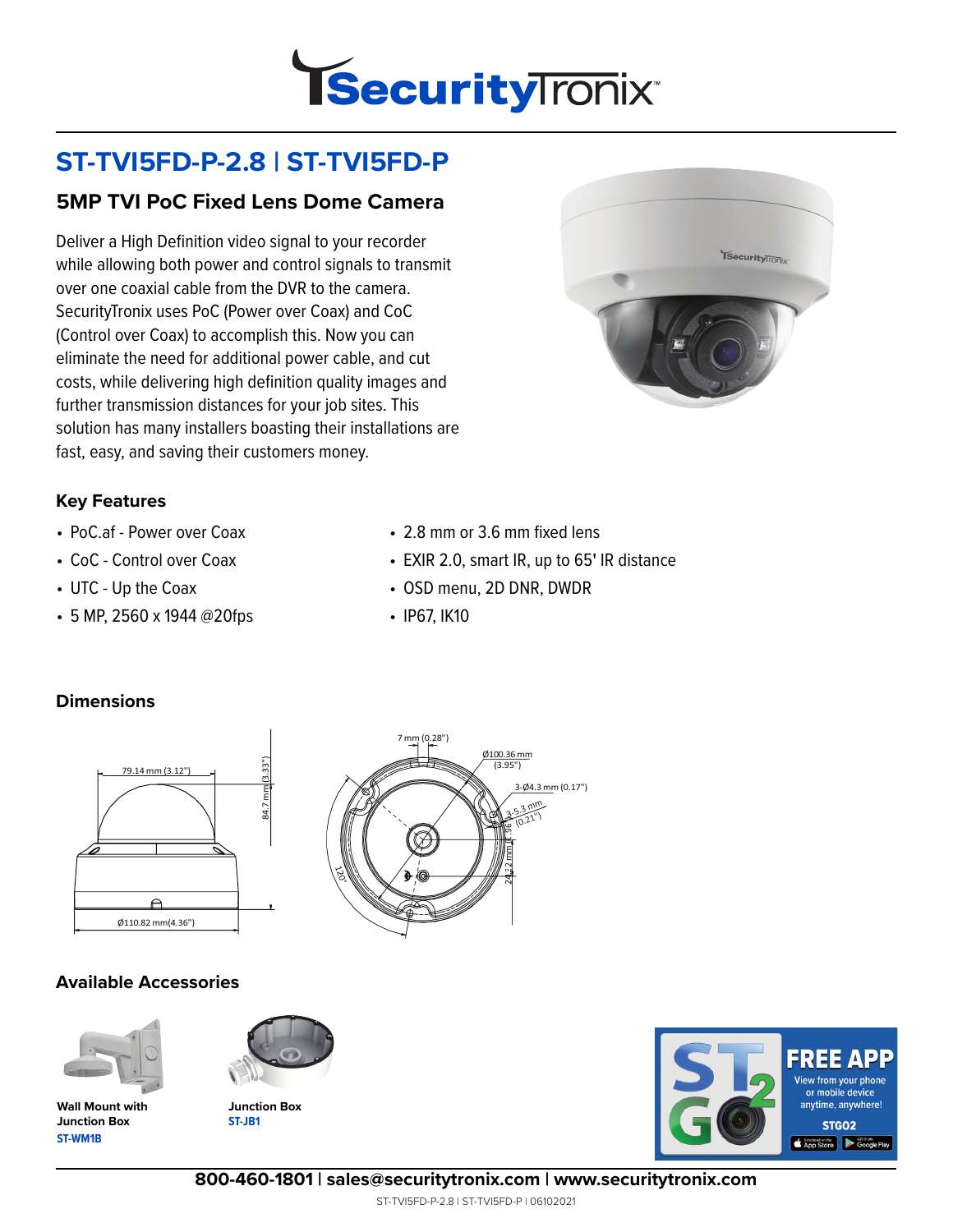# ST-TVI5FD-P-2.8 | ST-TVI5FD-P

## 5MP TVI PoC Fixed Lens Dome Camera

Deliver a High Definition video signal to your recorder while allowing both power and control signals to transmit over one coaxial cable from the DVR to the camera. SecurityTronix uses PoC (Power over Coax) and CoC (Control over Coax) to accomplish this. Now you can eliminate the need for additional power cable, and cut costs, while delivering high definition quality images and further transmission distances for your job sites. This solution has many installers boasting their installations are fast, easy, and saving their customers money.

### Key Features

- PoC.af - Power over Coax
- CoC - Control over Coax
- UTC - Up the Coax
- 5 MP, 2560 x 1944 @20fps
- 2.8 mm or 3.6 mm fixed lens
- EXIR 2.0, smart IR, up to 65' IR distance
- OSD menu, 2D DNR, DWDR
- IP67, IK10

### Dimensions

79.14 mm (3.12")
84.7 mm (3.33")
Ø110.82 mm(4.36")

7 mm (0.28")
Ø100.36 mm (3.95")
3-Ø4.3 mm (0.17")
3-5.3 mm (0.21")
4.96
24.2 mm
120°

### Available Accessories

**Wall Mount with Junction Box**
**ST-WM1B**

**Junction Box**
**ST-JB1**

ST2GO
FREE APP
View from your phone or mobile device anytime, anywhere!
STGO2

**800-460-1801 | sales@securitytronix.com | www.securitytronix.com**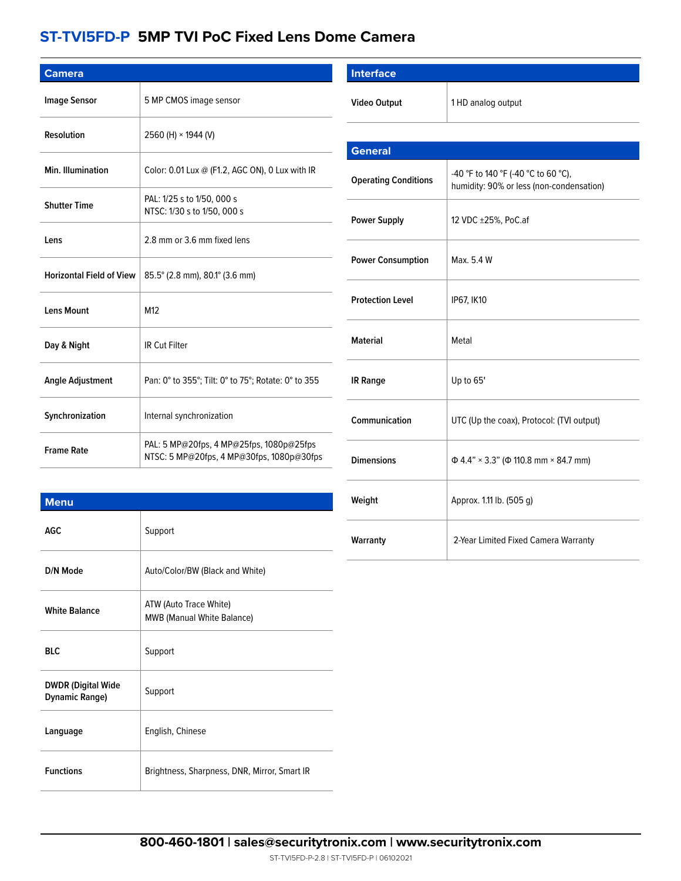# ST-TVI5FD-P 5MP TVI PoC Fixed Lens Dome Camera

| Camera | |
|---|---|
| Image Sensor | 5 MP CMOS image sensor |
| Resolution | 2560 (H) × 1944 (V) |
| Min. Illumination | Color: 0.01 Lux @ (F1.2, AGC ON), 0 Lux with IR |
| Shutter Time | PAL: 1/25 s to 1/50, 000 s<br>NTSC: 1/30 s to 1/50, 000 s |
| Lens | 2.8 mm or 3.6 mm fixed lens |
| Horizontal Field of View | 85.5° (2.8 mm), 80.1° (3.6 mm) |
| Lens Mount | M12 |
| Day & Night | IR Cut Filter |
| Angle Adjustment | Pan: 0° to 355°; Tilt: 0° to 75°; Rotate: 0° to 355 |
| Synchronization | Internal synchronization |
| Frame Rate | PAL: 5 MP@20fps, 4 MP@25fps, 1080p@25fps<br>NTSC: 5 MP@20fps, 4 MP@30fps, 1080p@30fps |

| Menu | |
|---|---|
| AGC | Support |
| D/N Mode | Auto/Color/BW (Black and White) |
| White Balance | ATW (Auto Trace White)<br>MWB (Manual White Balance) |
| BLC | Support |
| DWDR (Digital Wide Dynamic Range) | Support |
| Language | English, Chinese |
| Functions | Brightness, Sharpness, DNR, Mirror, Smart IR |

| Interface | |
|---|---|
| Video Output | 1 HD analog output |

| General | |
|---|---|
| Operating Conditions | -40 °F to 140 °F (-40 °C to 60 °C),<br>humidity: 90% or less (non-condensation) |
| Power Supply | 12 VDC ±25%, PoC.af |
| Power Consumption | Max. 5.4 W |
| Protection Level | IP67, IK10 |
| Material | Metal |
| IR Range | Up to 65' |
| Communication | UTC (Up the coax), Protocol: (TVI output) |
| Dimensions | Φ 4.4" × 3.3" (Φ 110.8 mm × 84.7 mm) |
| Weight | Approx. 1.11 lb. (505 g) |
| Warranty | 2-Year Limited Fixed Camera Warranty |

**800-460-1801 | sales@securitytronix.com | www.securitytronix.com**

ST-TVI5FD-P-2.8 | ST-TVI5FD-P | 06102021